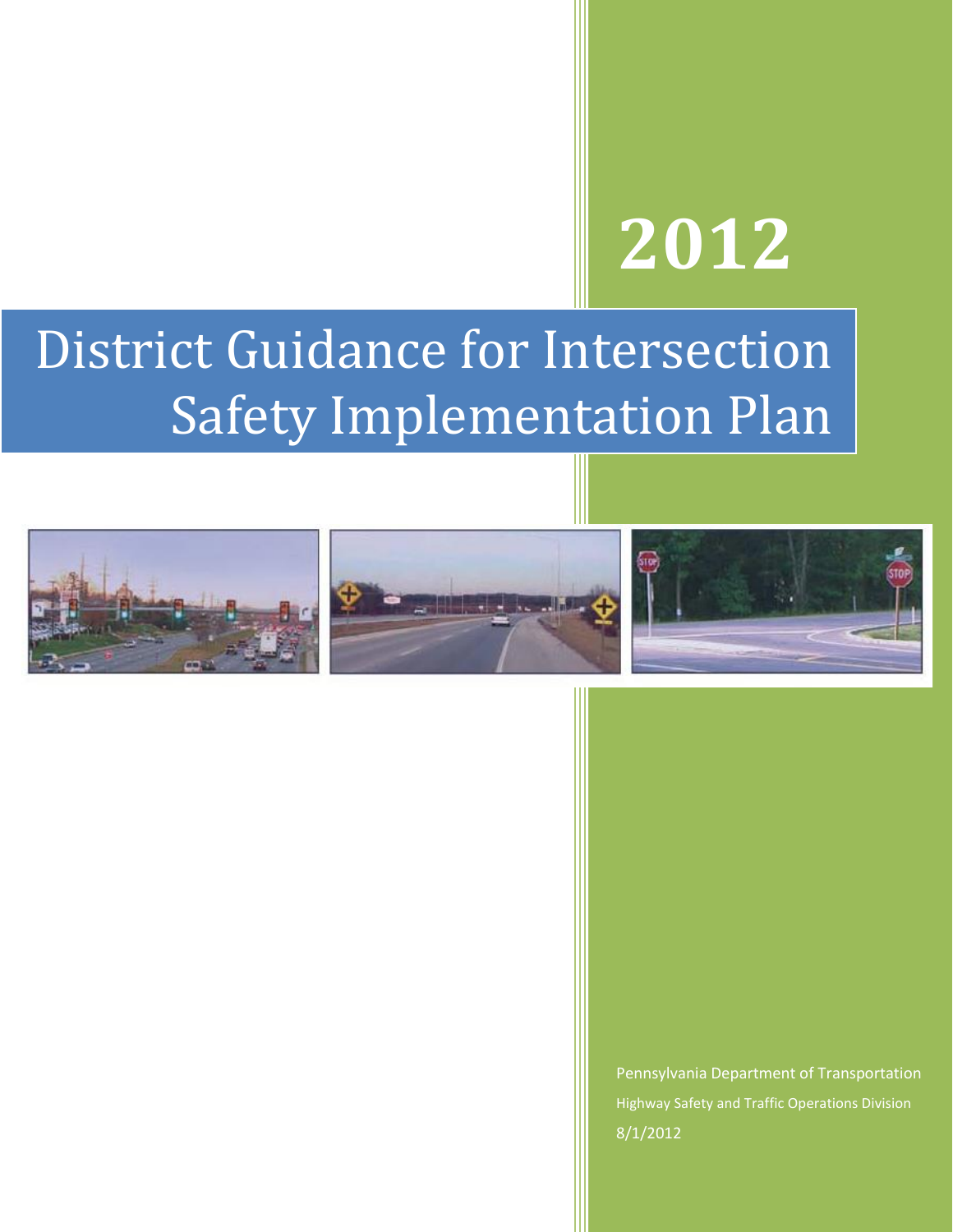# 2012

# District Guidance for Intersection Safety Implementation Plan

Pennsylvania Department of Transportation

Highway Safety and Traffic Operations Division

8/1/2012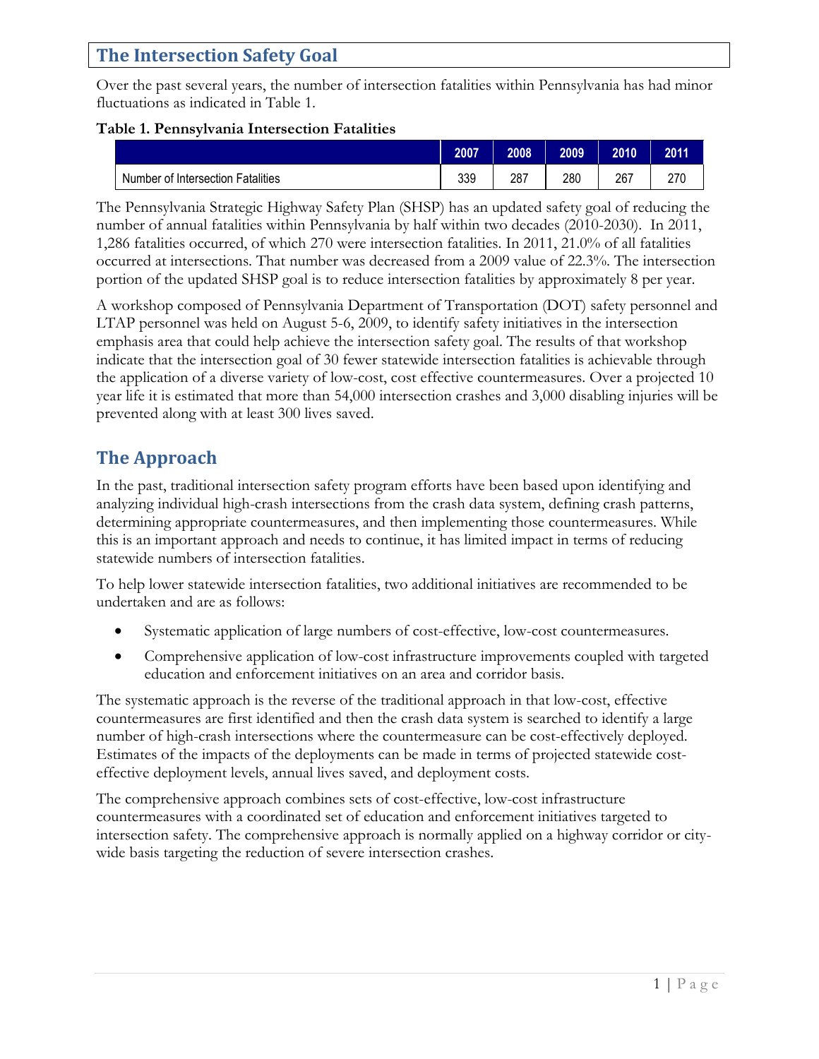## The Intersection Safety Goal

Over the past several years, the number of intersection fatalities within Pennsylvania has had minor fluctuations as indicated in Table 1.

**Table 1. Pennsylvania Intersection Fatalities**

| | 2007 | 2008 | 2009 | 2010 | 2011 |
|---|---|---|---|---|---|
| Number of Intersection Fatalities | 339 | 287 | 280 | 267 | 270 |

The Pennsylvania Strategic Highway Safety Plan (SHSP) has an updated safety goal of reducing the number of annual fatalities within Pennsylvania by half within two decades (2010-2030). In 2011, 1,286 fatalities occurred, of which 270 were intersection fatalities. In 2011, 21.0% of all fatalities occurred at intersections. That number was decreased from a 2009 value of 22.3%. The intersection portion of the updated SHSP goal is to reduce intersection fatalities by approximately 8 per year.

A workshop composed of Pennsylvania Department of Transportation (DOT) safety personnel and LTAP personnel was held on August 5-6, 2009, to identify safety initiatives in the intersection emphasis area that could help achieve the intersection safety goal. The results of that workshop indicate that the intersection goal of 30 fewer statewide intersection fatalities is achievable through the application of a diverse variety of low-cost, cost effective countermeasures. Over a projected 10 year life it is estimated that more than 54,000 intersection crashes and 3,000 disabling injuries will be prevented along with at least 300 lives saved.

## The Approach

In the past, traditional intersection safety program efforts have been based upon identifying and analyzing individual high-crash intersections from the crash data system, defining crash patterns, determining appropriate countermeasures, and then implementing those countermeasures. While this is an important approach and needs to continue, it has limited impact in terms of reducing statewide numbers of intersection fatalities.

To help lower statewide intersection fatalities, two additional initiatives are recommended to be undertaken and are as follows:

- Systematic application of large numbers of cost-effective, low-cost countermeasures.
- Comprehensive application of low-cost infrastructure improvements coupled with targeted education and enforcement initiatives on an area and corridor basis.

The systematic approach is the reverse of the traditional approach in that low-cost, effective countermeasures are first identified and then the crash data system is searched to identify a large number of high-crash intersections where the countermeasure can be cost-effectively deployed. Estimates of the impacts of the deployments can be made in terms of projected statewide cost-effective deployment levels, annual lives saved, and deployment costs.

The comprehensive approach combines sets of cost-effective, low-cost infrastructure countermeasures with a coordinated set of education and enforcement initiatives targeted to intersection safety. The comprehensive approach is normally applied on a highway corridor or city-wide basis targeting the reduction of severe intersection crashes.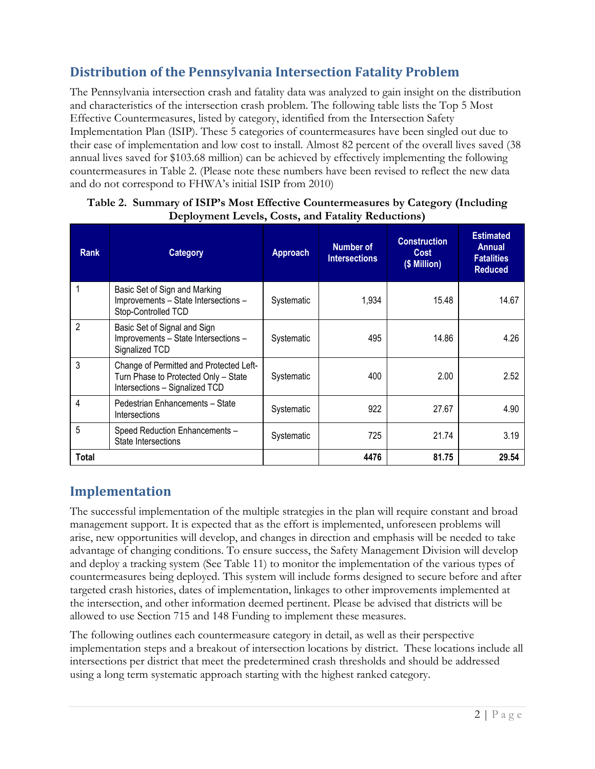## Distribution of the Pennsylvania Intersection Fatality Problem

The Pennsylvania intersection crash and fatality data was analyzed to gain insight on the distribution and characteristics of the intersection crash problem. The following table lists the Top 5 Most Effective Countermeasures, listed by category, identified from the Intersection Safety Implementation Plan (ISIP). These 5 categories of countermeasures have been singled out due to their ease of implementation and low cost to install. Almost 82 percent of the overall lives saved (38 annual lives saved for $103.68 million) can be achieved by effectively implementing the following countermeasures in Table 2. (Please note these numbers have been revised to reflect the new data and do not correspond to FHWA's initial ISIP from 2010)

**Table 2. Summary of ISIP's Most Effective Countermeasures by Category (Including Deployment Levels, Costs, and Fatality Reductions)**

| Rank | Category | Approach | Number of Intersections | Construction Cost ($ Million) | Estimated Annual Fatalities Reduced |
|---|---|---|---|---|---|
| 1 | Basic Set of Sign and Marking Improvements – State Intersections – Stop-Controlled TCD | Systematic | 1,934 | 15.48 | 14.67 |
| 2 | Basic Set of Signal and Sign Improvements – State Intersections – Signalized TCD | Systematic | 495 | 14.86 | 4.26 |
| 3 | Change of Permitted and Protected Left-Turn Phase to Protected Only – State Intersections – Signalized TCD | Systematic | 400 | 2.00 | 2.52 |
| 4 | Pedestrian Enhancements – State Intersections | Systematic | 922 | 27.67 | 4.90 |
| 5 | Speed Reduction Enhancements – State Intersections | Systematic | 725 | 21.74 | 3.19 |
| **Total** | | | **4476** | **81.75** | **29.54** |

## Implementation

The successful implementation of the multiple strategies in the plan will require constant and broad management support. It is expected that as the effort is implemented, unforeseen problems will arise, new opportunities will develop, and changes in direction and emphasis will be needed to take advantage of changing conditions. To ensure success, the Safety Management Division will develop and deploy a tracking system (See Table 11) to monitor the implementation of the various types of countermeasures being deployed. This system will include forms designed to secure before and after targeted crash histories, dates of implementation, linkages to other improvements implemented at the intersection, and other information deemed pertinent. Please be advised that districts will be allowed to use Section 715 and 148 Funding to implement these measures.

The following outlines each countermeasure category in detail, as well as their perspective implementation steps and a breakout of intersection locations by district. These locations include all intersections per district that meet the predetermined crash thresholds and should be addressed using a long term systematic approach starting with the highest ranked category.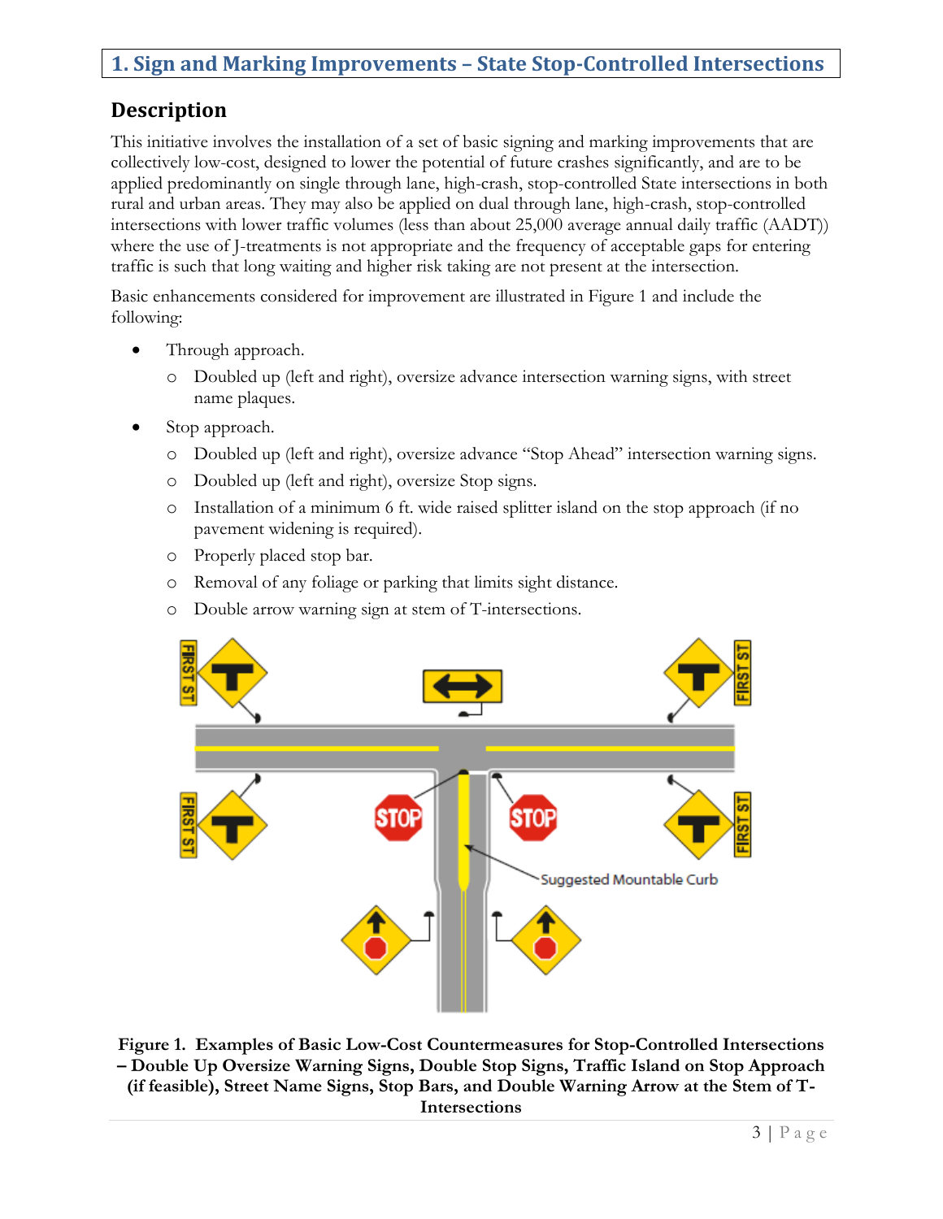## 1. Sign and Marking Improvements – State Stop-Controlled Intersections

### Description

This initiative involves the installation of a set of basic signing and marking improvements that are collectively low-cost, designed to lower the potential of future crashes significantly, and are to be applied predominantly on single through lane, high-crash, stop-controlled State intersections in both rural and urban areas. They may also be applied on dual through lane, high-crash, stop-controlled intersections with lower traffic volumes (less than about 25,000 average annual daily traffic (AADT)) where the use of J-treatments is not appropriate and the frequency of acceptable gaps for entering traffic is such that long waiting and higher risk taking are not present at the intersection.

Basic enhancements considered for improvement are illustrated in Figure 1 and include the following:

- Through approach.
  - Doubled up (left and right), oversize advance intersection warning signs, with street name plaques.
- Stop approach.
  - Doubled up (left and right), oversize advance "Stop Ahead" intersection warning signs.
  - Doubled up (left and right), oversize Stop signs.
  - Installation of a minimum 6 ft. wide raised splitter island on the stop approach (if no pavement widening is required).
  - Properly placed stop bar.
  - Removal of any foliage or parking that limits sight distance.
  - Double arrow warning sign at stem of T-intersections.

**Figure 1. Examples of Basic Low-Cost Countermeasures for Stop-Controlled Intersections – Double Up Oversize Warning Signs, Double Stop Signs, Traffic Island on Stop Approach (if feasible), Street Name Signs, Stop Bars, and Double Warning Arrow at the Stem of T-Intersections**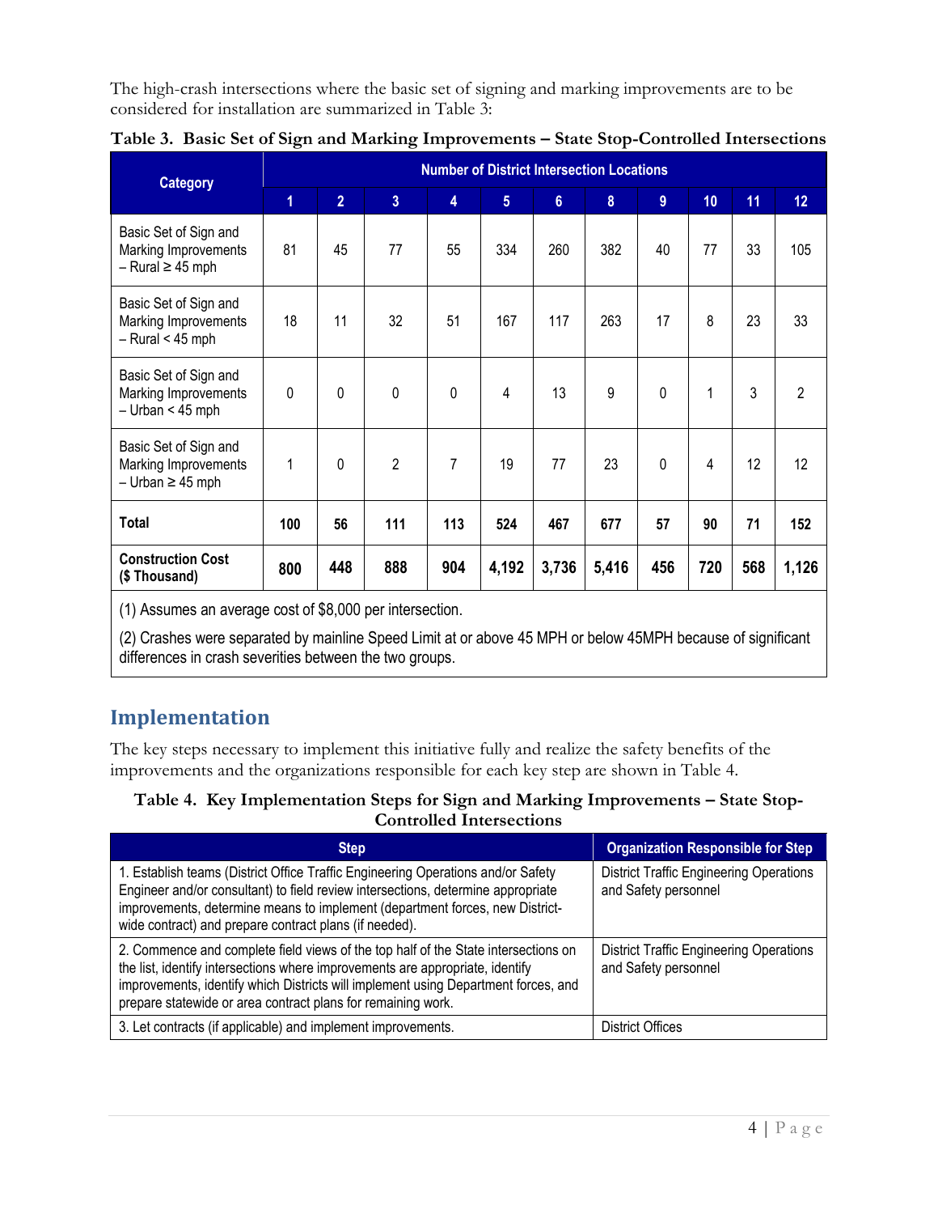The high-crash intersections where the basic set of signing and marking improvements are to be considered for installation are summarized in Table 3:

**Table 3. Basic Set of Sign and Marking Improvements – State Stop-Controlled Intersections**

| Category | Number of District Intersection Locations | | | | | | | | | | |
|---|---|---|---|---|---|---|---|---|---|---|---|
| | 1 | 2 | 3 | 4 | 5 | 6 | 8 | 9 | 10 | 11 | 12 |
| Basic Set of Sign and Marking Improvements – Rural ≥ 45 mph | 81 | 45 | 77 | 55 | 334 | 260 | 382 | 40 | 77 | 33 | 105 |
| Basic Set of Sign and Marking Improvements – Rural < 45 mph | 18 | 11 | 32 | 51 | 167 | 117 | 263 | 17 | 8 | 23 | 33 |
| Basic Set of Sign and Marking Improvements – Urban < 45 mph | 0 | 0 | 0 | 0 | 4 | 13 | 9 | 0 | 1 | 3 | 2 |
| Basic Set of Sign and Marking Improvements – Urban ≥ 45 mph | 1 | 0 | 2 | 7 | 19 | 77 | 23 | 0 | 4 | 12 | 12 |
| **Total** | **100** | **56** | **111** | **113** | **524** | **467** | **677** | **57** | **90** | **71** | **152** |
| **Construction Cost ($ Thousand)** | **800** | **448** | **888** | **904** | **4,192** | **3,736** | **5,416** | **456** | **720** | **568** | **1,126** |

(1) Assumes an average cost of $8,000 per intersection.

(2) Crashes were separated by mainline Speed Limit at or above 45 MPH or below 45MPH because of significant differences in crash severities between the two groups.

## Implementation

The key steps necessary to implement this initiative fully and realize the safety benefits of the improvements and the organizations responsible for each key step are shown in Table 4.

**Table 4. Key Implementation Steps for Sign and Marking Improvements – State Stop-Controlled Intersections**

| Step | Organization Responsible for Step |
|---|---|
| 1. Establish teams (District Office Traffic Engineering Operations and/or Safety Engineer and/or consultant) to field review intersections, determine appropriate improvements, determine means to implement (department forces, new District-wide contract) and prepare contract plans (if needed). | District Traffic Engineering Operations and Safety personnel |
| 2. Commence and complete field views of the top half of the State intersections on the list, identify intersections where improvements are appropriate, identify improvements, identify which Districts will implement using Department forces, and prepare statewide or area contract plans for remaining work. | District Traffic Engineering Operations and Safety personnel |
| 3. Let contracts (if applicable) and implement improvements. | District Offices |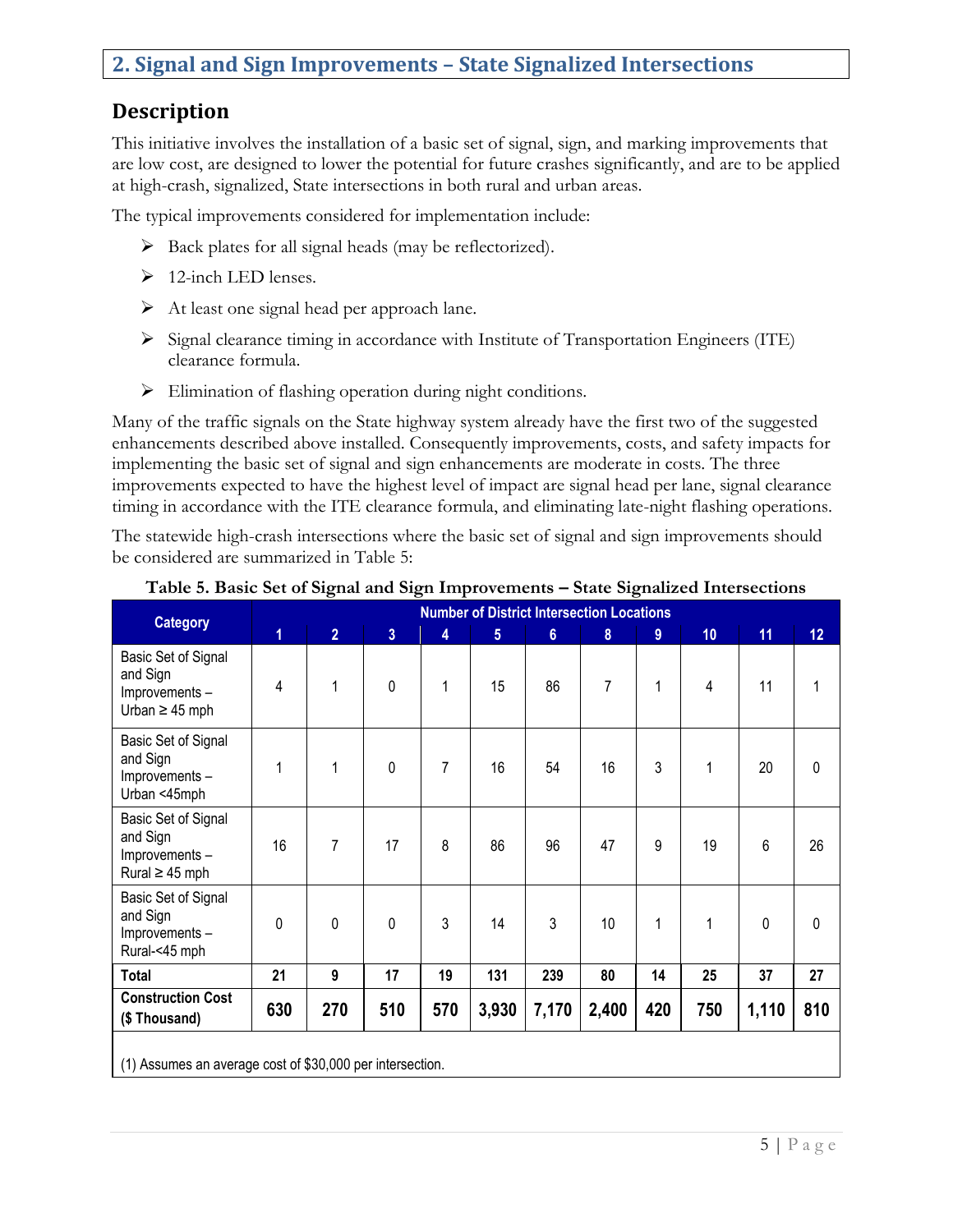## 2. Signal and Sign Improvements – State Signalized Intersections

## Description

This initiative involves the installation of a basic set of signal, sign, and marking improvements that are low cost, are designed to lower the potential for future crashes significantly, and are to be applied at high-crash, signalized, State intersections in both rural and urban areas.

The typical improvements considered for implementation include:

- Back plates for all signal heads (may be reflectorized).
- 12-inch LED lenses.
- At least one signal head per approach lane.
- Signal clearance timing in accordance with Institute of Transportation Engineers (ITE) clearance formula.
- Elimination of flashing operation during night conditions.

Many of the traffic signals on the State highway system already have the first two of the suggested enhancements described above installed. Consequently improvements, costs, and safety impacts for implementing the basic set of signal and sign enhancements are moderate in costs. The three improvements expected to have the highest level of impact are signal head per lane, signal clearance timing in accordance with the ITE clearance formula, and eliminating late-night flashing operations.

The statewide high-crash intersections where the basic set of signal and sign improvements should be considered are summarized in Table 5:

**Table 5. Basic Set of Signal and Sign Improvements – State Signalized Intersections**

| Category | Number of District Intersection Locations | | | | | | | | | | |
|---|---|---|---|---|---|---|---|---|---|---|---|
| | 1 | 2 | 3 | 4 | 5 | 6 | 8 | 9 | 10 | 11 | 12 |
| Basic Set of Signal and Sign Improvements – Urban ≥ 45 mph | 4 | 1 | 0 | 1 | 15 | 86 | 7 | 1 | 4 | 11 | 1 |
| Basic Set of Signal and Sign Improvements – Urban <45mph | 1 | 1 | 0 | 7 | 16 | 54 | 16 | 3 | 1 | 20 | 0 |
| Basic Set of Signal and Sign Improvements – Rural ≥ 45 mph | 16 | 7 | 17 | 8 | 86 | 96 | 47 | 9 | 19 | 6 | 26 |
| Basic Set of Signal and Sign Improvements – Rural-<45 mph | 0 | 0 | 0 | 3 | 14 | 3 | 10 | 1 | 1 | 0 | 0 |
| **Total** | **21** | **9** | **17** | **19** | **131** | **239** | **80** | **14** | **25** | **37** | **27** |
| **Construction Cost ($ Thousand)** | **630** | **270** | **510** | **570** | **3,930** | **7,170** | **2,400** | **420** | **750** | **1,110** | **810** |

(1) Assumes an average cost of $30,000 per intersection.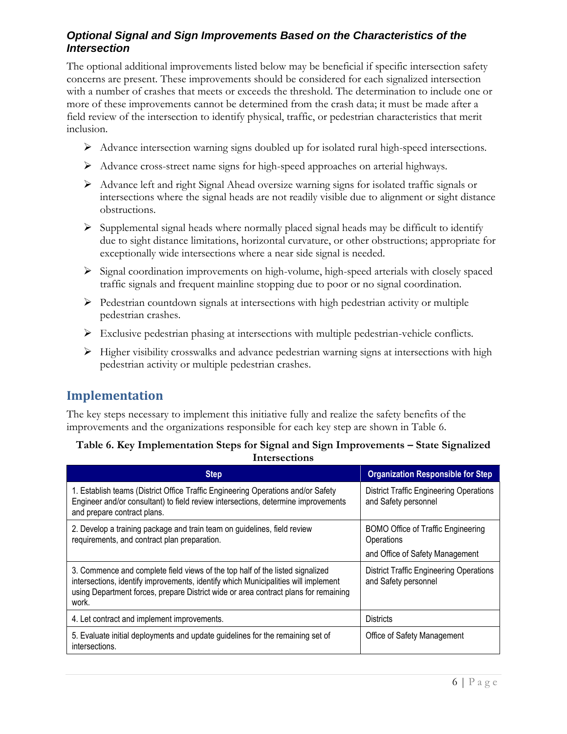### *Optional Signal and Sign Improvements Based on the Characteristics of the Intersection*

The optional additional improvements listed below may be beneficial if specific intersection safety concerns are present. These improvements should be considered for each signalized intersection with a number of crashes that meets or exceeds the threshold. The determination to include one or more of these improvements cannot be determined from the crash data; it must be made after a field review of the intersection to identify physical, traffic, or pedestrian characteristics that merit inclusion.

- Advance intersection warning signs doubled up for isolated rural high-speed intersections.
- Advance cross-street name signs for high-speed approaches on arterial highways.
- Advance left and right Signal Ahead oversize warning signs for isolated traffic signals or intersections where the signal heads are not readily visible due to alignment or sight distance obstructions.
- Supplemental signal heads where normally placed signal heads may be difficult to identify due to sight distance limitations, horizontal curvature, or other obstructions; appropriate for exceptionally wide intersections where a near side signal is needed.
- Signal coordination improvements on high-volume, high-speed arterials with closely spaced traffic signals and frequent mainline stopping due to poor or no signal coordination.
- Pedestrian countdown signals at intersections with high pedestrian activity or multiple pedestrian crashes.
- Exclusive pedestrian phasing at intersections with multiple pedestrian-vehicle conflicts.
- Higher visibility crosswalks and advance pedestrian warning signs at intersections with high pedestrian activity or multiple pedestrian crashes.

## Implementation

The key steps necessary to implement this initiative fully and realize the safety benefits of the improvements and the organizations responsible for each key step are shown in Table 6.

**Table 6. Key Implementation Steps for Signal and Sign Improvements – State Signalized Intersections**

| Step | Organization Responsible for Step |
|---|---|
| 1. Establish teams (District Office Traffic Engineering Operations and/or Safety Engineer and/or consultant) to field review intersections, determine improvements and prepare contract plans. | District Traffic Engineering Operations and Safety personnel |
| 2. Develop a training package and train team on guidelines, field review requirements, and contract plan preparation. | BOMO Office of Traffic Engineering Operations and Office of Safety Management |
| 3. Commence and complete field views of the top half of the listed signalized intersections, identify improvements, identify which Municipalities will implement using Department forces, prepare District wide or area contract plans for remaining work. | District Traffic Engineering Operations and Safety personnel |
| 4. Let contract and implement improvements. | Districts |
| 5. Evaluate initial deployments and update guidelines for the remaining set of intersections. | Office of Safety Management |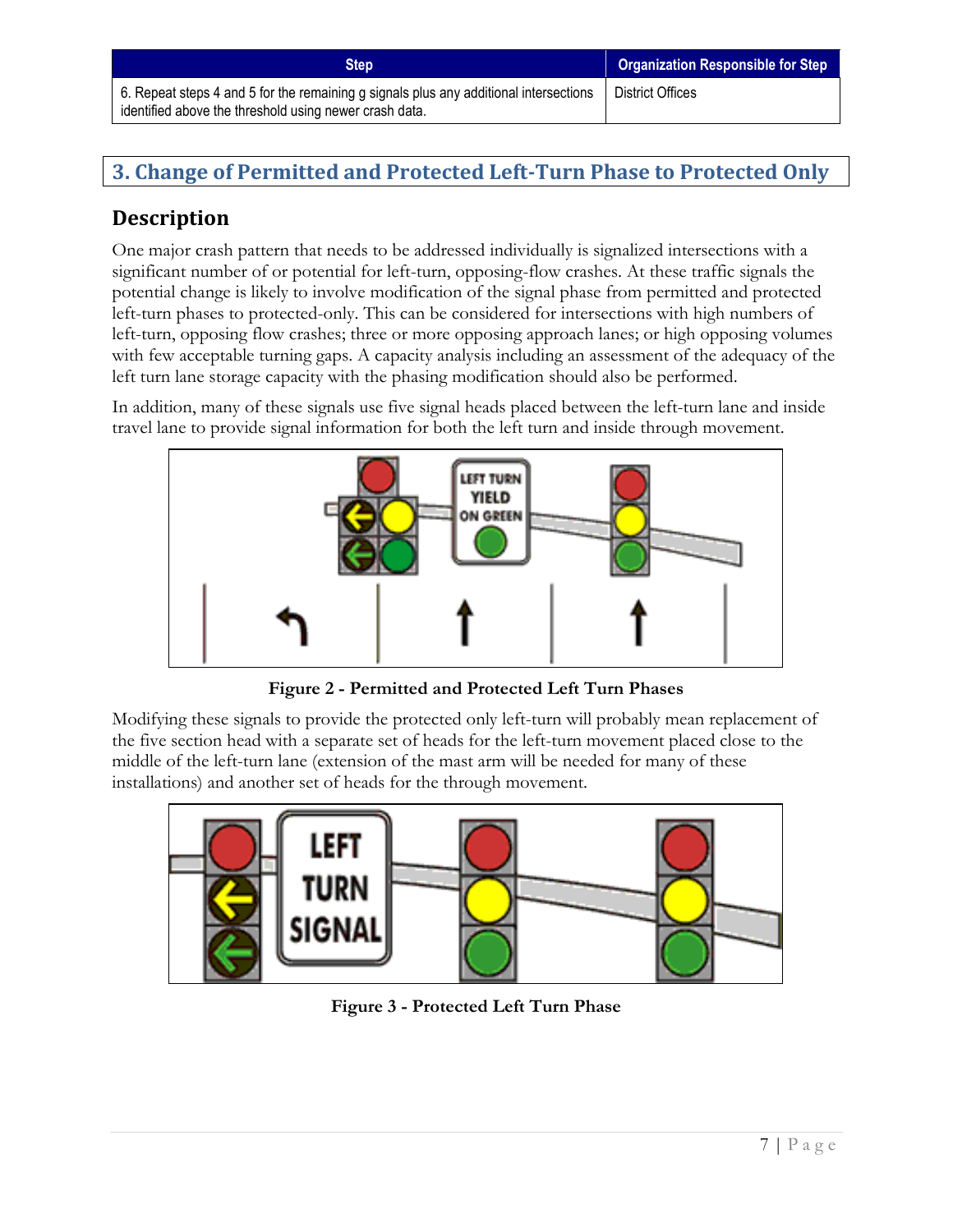| Step | Organization Responsible for Step |
| --- | --- |
| 6. Repeat steps 4 and 5 for the remaining g signals plus any additional intersections identified above the threshold using newer crash data. | District Offices |

## 3. Change of Permitted and Protected Left-Turn Phase to Protected Only

### Description

One major crash pattern that needs to be addressed individually is signalized intersections with a significant number of or potential for left-turn, opposing-flow crashes. At these traffic signals the potential change is likely to involve modification of the signal phase from permitted and protected left-turn phases to protected-only. This can be considered for intersections with high numbers of left-turn, opposing flow crashes; three or more opposing approach lanes; or high opposing volumes with few acceptable turning gaps. A capacity analysis including an assessment of the adequacy of the left turn lane storage capacity with the phasing modification should also be performed.

In addition, many of these signals use five signal heads placed between the left-turn lane and inside travel lane to provide signal information for both the left turn and inside through movement.

**Figure 2 - Permitted and Protected Left Turn Phases**

Modifying these signals to provide the protected only left-turn will probably mean replacement of the five section head with a separate set of heads for the left-turn movement placed close to the middle of the left-turn lane (extension of the mast arm will be needed for many of these installations) and another set of heads for the through movement.

**Figure 3 - Protected Left Turn Phase**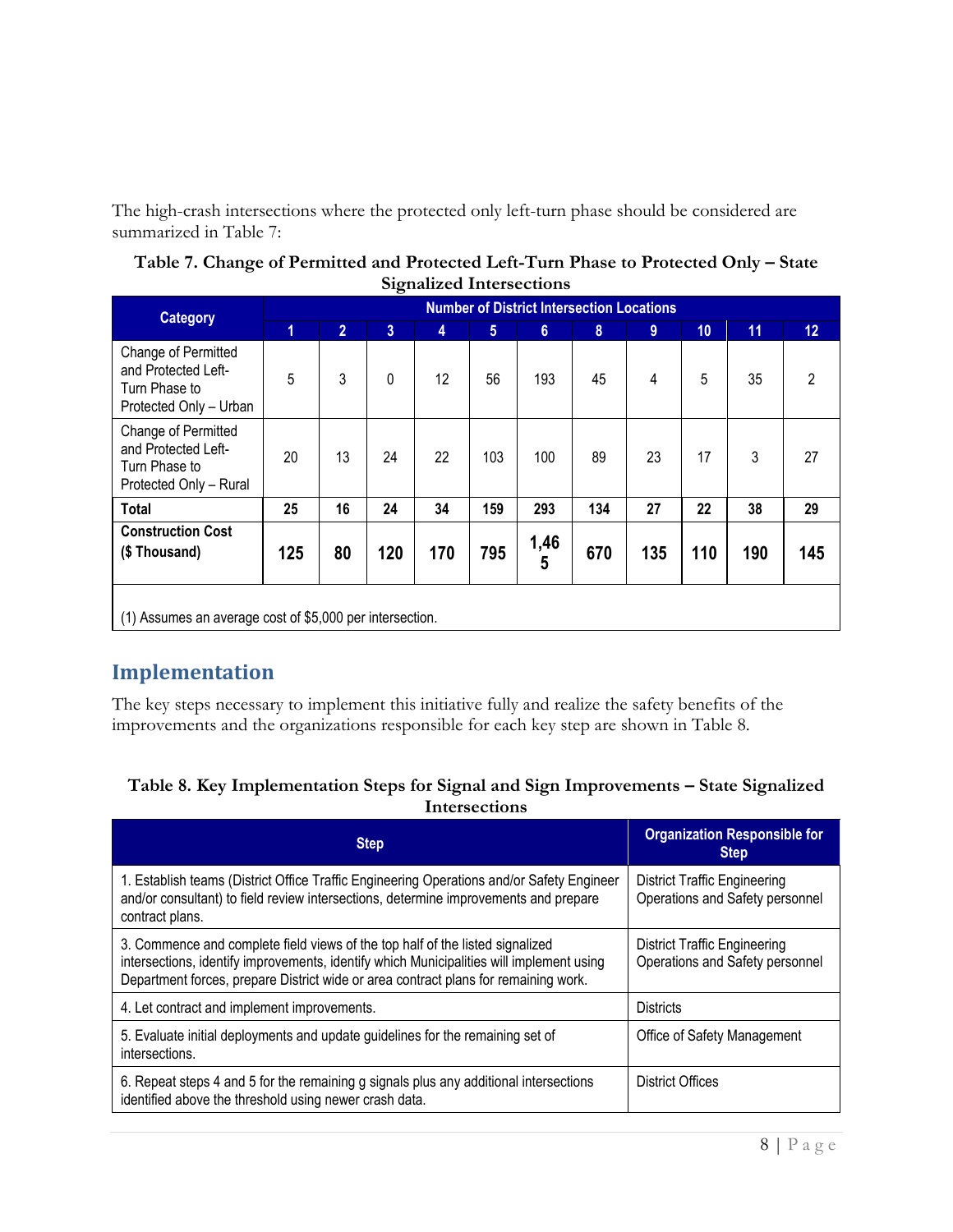The high-crash intersections where the protected only left-turn phase should be considered are summarized in Table 7:

**Table 7. Change of Permitted and Protected Left-Turn Phase to Protected Only – State Signalized Intersections**

| Category | Number of District Intersection Locations | | | | | | | | | | |
|---|---|---|---|---|---|---|---|---|---|---|---|
| | 1 | 2 | 3 | 4 | 5 | 6 | 8 | 9 | 10 | 11 | 12 |
| Change of Permitted and Protected Left-Turn Phase to Protected Only – Urban | 5 | 3 | 0 | 12 | 56 | 193 | 45 | 4 | 5 | 35 | 2 |
| Change of Permitted and Protected Left-Turn Phase to Protected Only – Rural | 20 | 13 | 24 | 22 | 103 | 100 | 89 | 23 | 17 | 3 | 27 |
| **Total** | **25** | **16** | **24** | **34** | **159** | **293** | **134** | **27** | **22** | **38** | **29** |
| **Construction Cost ($ Thousand)** | **125** | **80** | **120** | **170** | **795** | **1,465** | **670** | **135** | **110** | **190** | **145** |

(1) Assumes an average cost of $5,000 per intersection.

## Implementation

The key steps necessary to implement this initiative fully and realize the safety benefits of the improvements and the organizations responsible for each key step are shown in Table 8.

**Table 8. Key Implementation Steps for Signal and Sign Improvements – State Signalized Intersections**

| Step | Organization Responsible for Step |
|---|---|
| 1. Establish teams (District Office Traffic Engineering Operations and/or Safety Engineer and/or consultant) to field review intersections, determine improvements and prepare contract plans. | District Traffic Engineering Operations and Safety personnel |
| 3. Commence and complete field views of the top half of the listed signalized intersections, identify improvements, identify which Municipalities will implement using Department forces, prepare District wide or area contract plans for remaining work. | District Traffic Engineering Operations and Safety personnel |
| 4. Let contract and implement improvements. | Districts |
| 5. Evaluate initial deployments and update guidelines for the remaining set of intersections. | Office of Safety Management |
| 6. Repeat steps 4 and 5 for the remaining g signals plus any additional intersections identified above the threshold using newer crash data. | District Offices |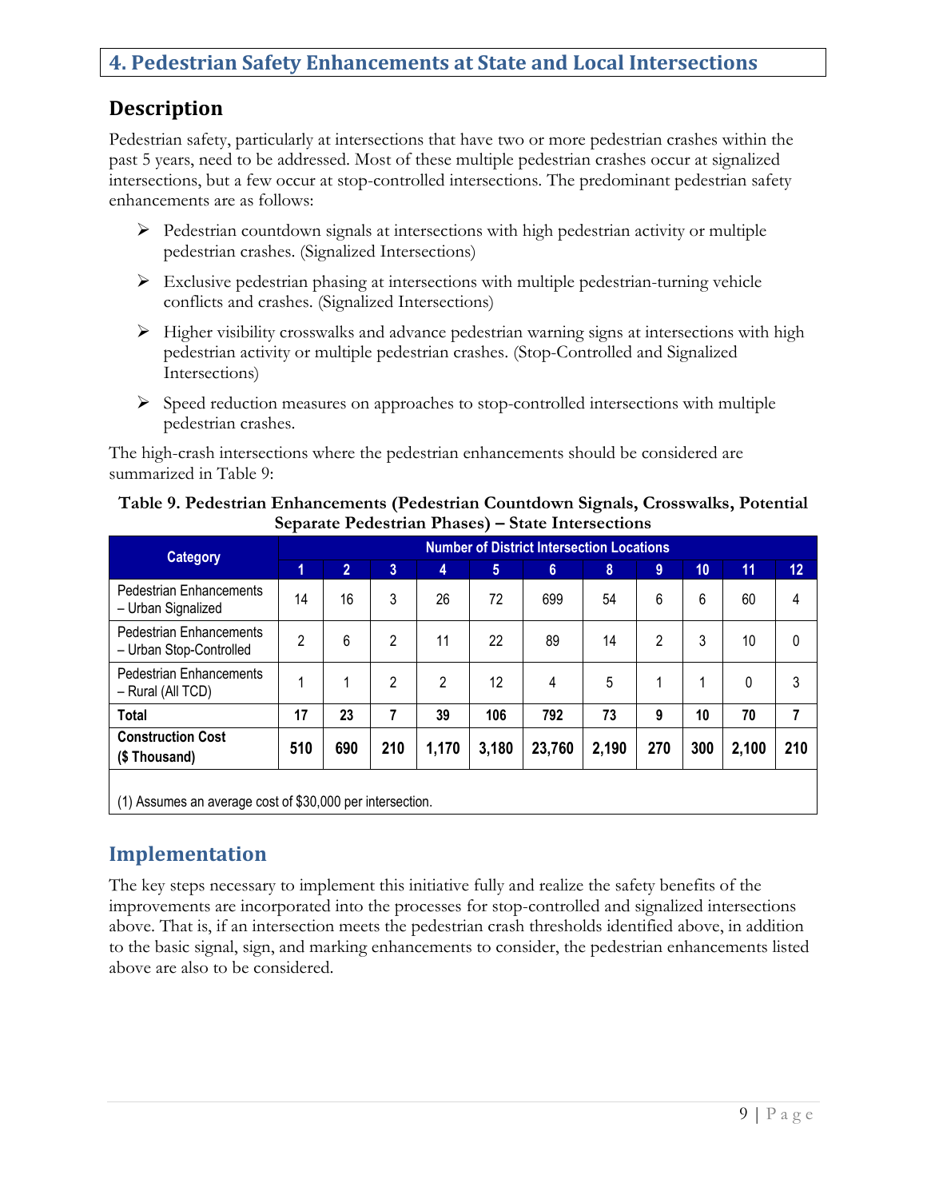## 4. Pedestrian Safety Enhancements at State and Local Intersections

### Description

Pedestrian safety, particularly at intersections that have two or more pedestrian crashes within the past 5 years, need to be addressed. Most of these multiple pedestrian crashes occur at signalized intersections, but a few occur at stop-controlled intersections. The predominant pedestrian safety enhancements are as follows:

- Pedestrian countdown signals at intersections with high pedestrian activity or multiple pedestrian crashes. (Signalized Intersections)
- Exclusive pedestrian phasing at intersections with multiple pedestrian-turning vehicle conflicts and crashes. (Signalized Intersections)
- Higher visibility crosswalks and advance pedestrian warning signs at intersections with high pedestrian activity or multiple pedestrian crashes. (Stop-Controlled and Signalized Intersections)
- Speed reduction measures on approaches to stop-controlled intersections with multiple pedestrian crashes.

The high-crash intersections where the pedestrian enhancements should be considered are summarized in Table 9:

**Table 9. Pedestrian Enhancements (Pedestrian Countdown Signals, Crosswalks, Potential Separate Pedestrian Phases) – State Intersections**

| Category | Number of District Intersection Locations | | | | | | | | | | |
|---|---|---|---|---|---|---|---|---|---|---|---|
| | 1 | 2 | 3 | 4 | 5 | 6 | 8 | 9 | 10 | 11 | 12 |
| Pedestrian Enhancements – Urban Signalized | 14 | 16 | 3 | 26 | 72 | 699 | 54 | 6 | 6 | 60 | 4 |
| Pedestrian Enhancements – Urban Stop-Controlled | 2 | 6 | 2 | 11 | 22 | 89 | 14 | 2 | 3 | 10 | 0 |
| Pedestrian Enhancements – Rural (All TCD) | 1 | 1 | 2 | 2 | 12 | 4 | 5 | 1 | 1 | 0 | 3 |
| **Total** | **17** | **23** | **7** | **39** | **106** | **792** | **73** | **9** | **10** | **70** | **7** |
| **Construction Cost ($ Thousand)** | **510** | **690** | **210** | **1,170** | **3,180** | **23,760** | **2,190** | **270** | **300** | **2,100** | **210** |

(1) Assumes an average cost of $30,000 per intersection.

### Implementation

The key steps necessary to implement this initiative fully and realize the safety benefits of the improvements are incorporated into the processes for stop-controlled and signalized intersections above. That is, if an intersection meets the pedestrian crash thresholds identified above, in addition to the basic signal, sign, and marking enhancements to consider, the pedestrian enhancements listed above are also to be considered.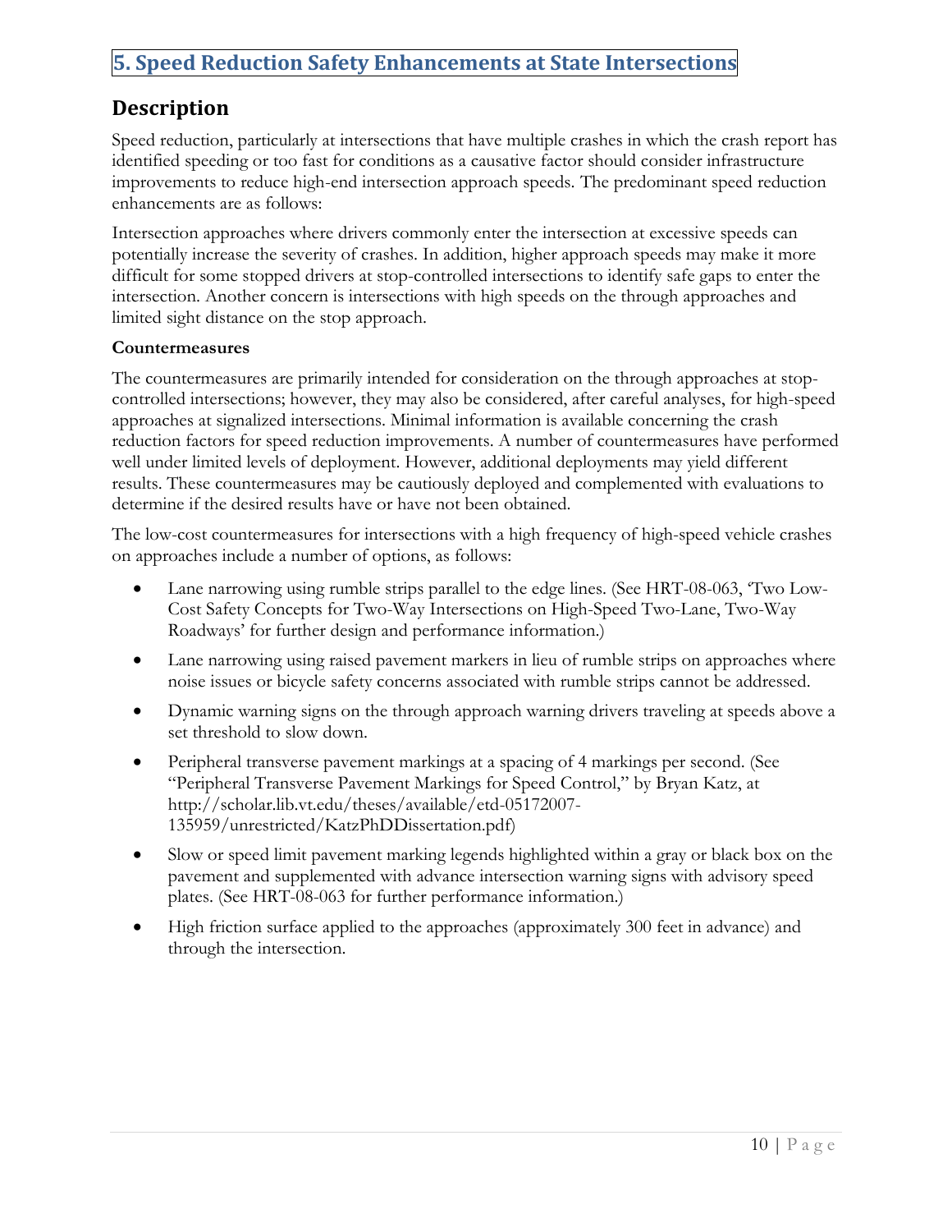## 5. Speed Reduction Safety Enhancements at State Intersections

## Description

Speed reduction, particularly at intersections that have multiple crashes in which the crash report has identified speeding or too fast for conditions as a causative factor should consider infrastructure improvements to reduce high-end intersection approach speeds. The predominant speed reduction enhancements are as follows:

Intersection approaches where drivers commonly enter the intersection at excessive speeds can potentially increase the severity of crashes. In addition, higher approach speeds may make it more difficult for some stopped drivers at stop-controlled intersections to identify safe gaps to enter the intersection. Another concern is intersections with high speeds on the through approaches and limited sight distance on the stop approach.

**Countermeasures**

The countermeasures are primarily intended for consideration on the through approaches at stop-controlled intersections; however, they may also be considered, after careful analyses, for high-speed approaches at signalized intersections. Minimal information is available concerning the crash reduction factors for speed reduction improvements. A number of countermeasures have performed well under limited levels of deployment. However, additional deployments may yield different results. These countermeasures may be cautiously deployed and complemented with evaluations to determine if the desired results have or have not been obtained.

The low-cost countermeasures for intersections with a high frequency of high-speed vehicle crashes on approaches include a number of options, as follows:

- Lane narrowing using rumble strips parallel to the edge lines. (See HRT-08-063, 'Two Low-Cost Safety Concepts for Two-Way Intersections on High-Speed Two-Lane, Two-Way Roadways' for further design and performance information.)
- Lane narrowing using raised pavement markers in lieu of rumble strips on approaches where noise issues or bicycle safety concerns associated with rumble strips cannot be addressed.
- Dynamic warning signs on the through approach warning drivers traveling at speeds above a set threshold to slow down.
- Peripheral transverse pavement markings at a spacing of 4 markings per second. (See "Peripheral Transverse Pavement Markings for Speed Control," by Bryan Katz, at http://scholar.lib.vt.edu/theses/available/etd-05172007-135959/unrestricted/KatzPhDDissertation.pdf)
- Slow or speed limit pavement marking legends highlighted within a gray or black box on the pavement and supplemented with advance intersection warning signs with advisory speed plates. (See HRT-08-063 for further performance information.)
- High friction surface applied to the approaches (approximately 300 feet in advance) and through the intersection.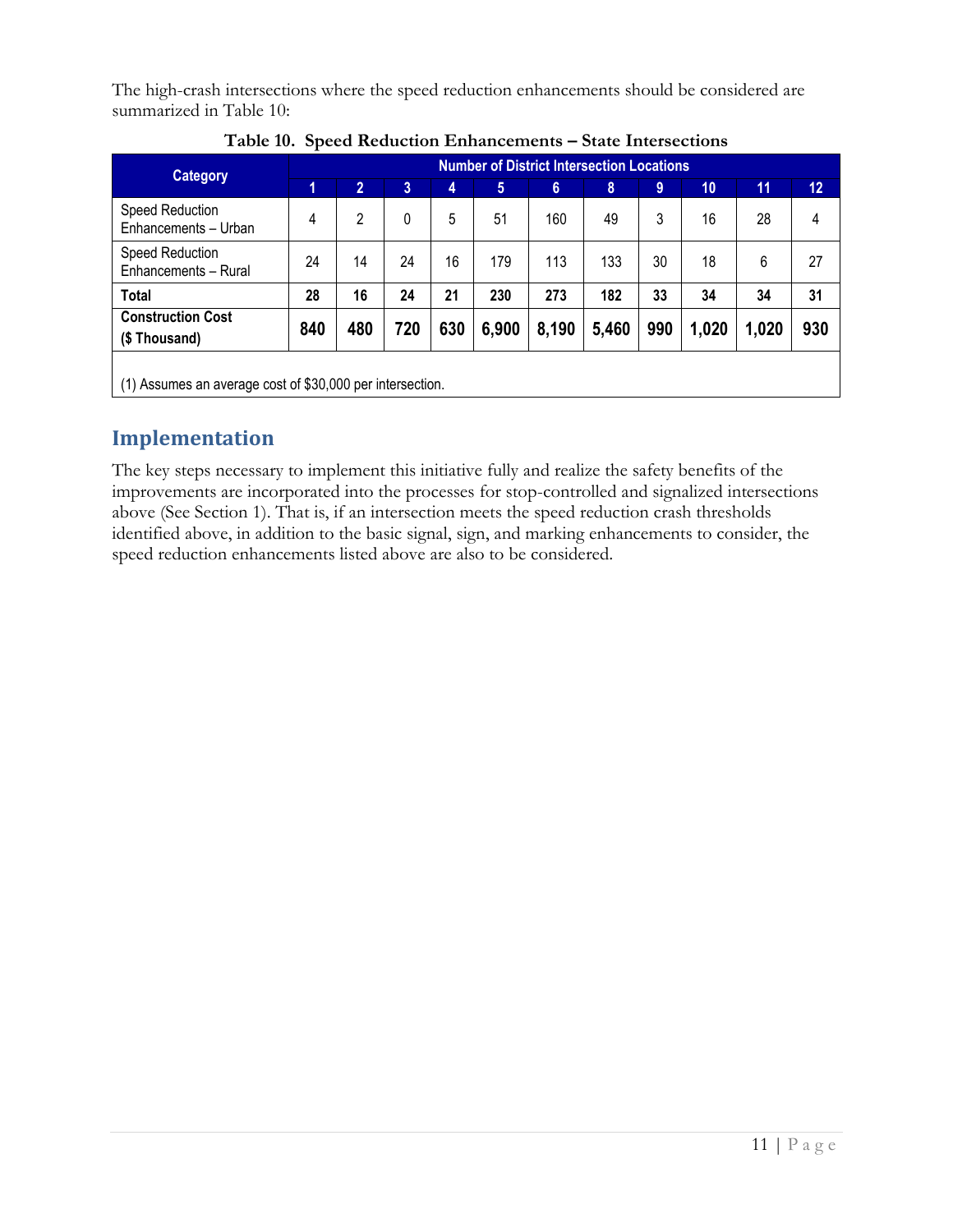The high-crash intersections where the speed reduction enhancements should be considered are summarized in Table 10:

**Table 10. Speed Reduction Enhancements – State Intersections**

| Category | Number of District Intersection Locations | | | | | | | | | | |
|---|---|---|---|---|---|---|---|---|---|---|---|
| | 1 | 2 | 3 | 4 | 5 | 6 | 8 | 9 | 10 | 11 | 12 |
| Speed Reduction Enhancements – Urban | 4 | 2 | 0 | 5 | 51 | 160 | 49 | 3 | 16 | 28 | 4 |
| Speed Reduction Enhancements – Rural | 24 | 14 | 24 | 16 | 179 | 113 | 133 | 30 | 18 | 6 | 27 |
| **Total** | **28** | **16** | **24** | **21** | **230** | **273** | **182** | **33** | **34** | **34** | **31** |
| **Construction Cost ($ Thousand)** | **840** | **480** | **720** | **630** | **6,900** | **8,190** | **5,460** | **990** | **1,020** | **1,020** | **930** |

(1) Assumes an average cost of $30,000 per intersection.

## Implementation

The key steps necessary to implement this initiative fully and realize the safety benefits of the improvements are incorporated into the processes for stop-controlled and signalized intersections above (See Section 1). That is, if an intersection meets the speed reduction crash thresholds identified above, in addition to the basic signal, sign, and marking enhancements to consider, the speed reduction enhancements listed above are also to be considered.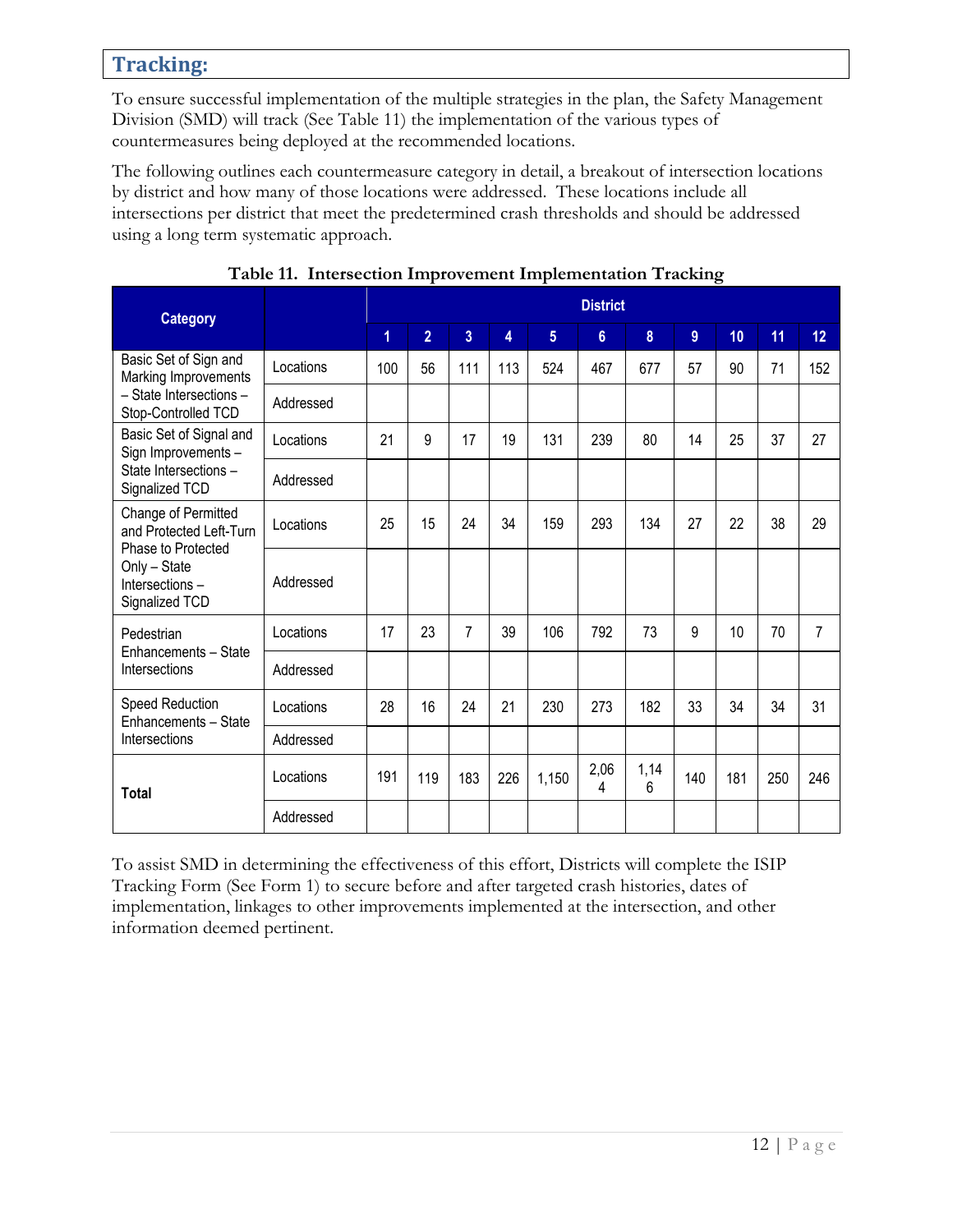## Tracking:

To ensure successful implementation of the multiple strategies in the plan, the Safety Management Division (SMD) will track (See Table 11) the implementation of the various types of countermeasures being deployed at the recommended locations.

The following outlines each countermeasure category in detail, a breakout of intersection locations by district and how many of those locations were addressed. These locations include all intersections per district that meet the predetermined crash thresholds and should be addressed using a long term systematic approach.

**Table 11. Intersection Improvement Implementation Tracking**

| Category | | District | | | | | | | | | | |
|---|---|---|---|---|---|---|---|---|---|---|---|---|
| | | 1 | 2 | 3 | 4 | 5 | 6 | 8 | 9 | 10 | 11 | 12 |
| Basic Set of Sign and Marking Improvements – State Intersections – Stop-Controlled TCD | Locations | 100 | 56 | 111 | 113 | 524 | 467 | 677 | 57 | 90 | 71 | 152 |
| | Addressed | | | | | | | | | | | |
| Basic Set of Signal and Sign Improvements – State Intersections – Signalized TCD | Locations | 21 | 9 | 17 | 19 | 131 | 239 | 80 | 14 | 25 | 37 | 27 |
| | Addressed | | | | | | | | | | | |
| Change of Permitted and Protected Left-Turn Phase to Protected Only – State Intersections – Signalized TCD | Locations | 25 | 15 | 24 | 34 | 159 | 293 | 134 | 27 | 22 | 38 | 29 |
| | Addressed | | | | | | | | | | | |
| Pedestrian Enhancements – State Intersections | Locations | 17 | 23 | 7 | 39 | 106 | 792 | 73 | 9 | 10 | 70 | 7 |
| | Addressed | | | | | | | | | | | |
| Speed Reduction Enhancements – State Intersections | Locations | 28 | 16 | 24 | 21 | 230 | 273 | 182 | 33 | 34 | 34 | 31 |
| | Addressed | | | | | | | | | | | |
| **Total** | Locations | 191 | 119 | 183 | 226 | 1,150 | 2,064 | 1,146 | 140 | 181 | 250 | 246 |
| | Addressed | | | | | | | | | | | |

To assist SMD in determining the effectiveness of this effort, Districts will complete the ISIP Tracking Form (See Form 1) to secure before and after targeted crash histories, dates of implementation, linkages to other improvements implemented at the intersection, and other information deemed pertinent.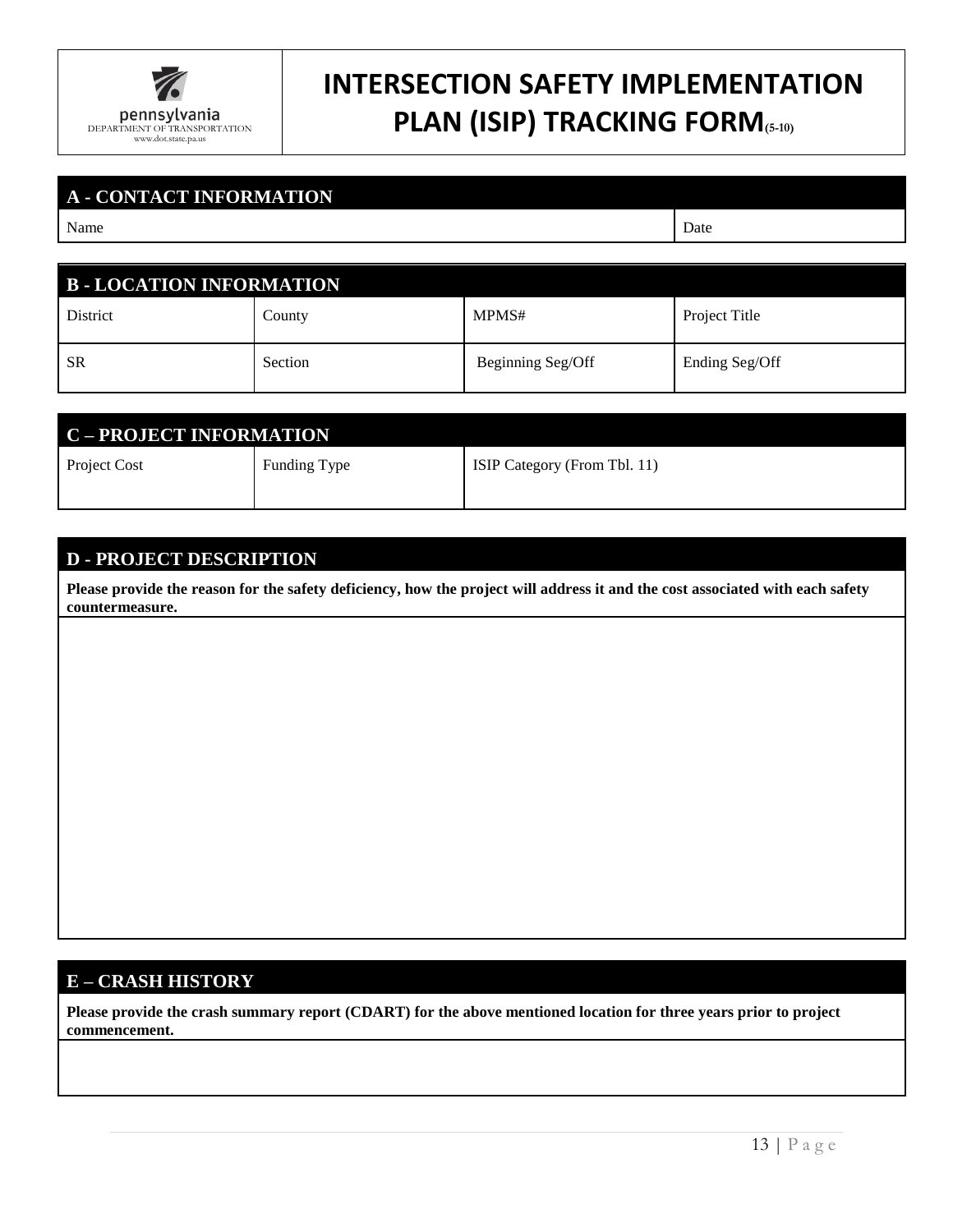pennsylvania
DEPARTMENT OF TRANSPORTATION
www.dot.state.pa.us

# INTERSECTION SAFETY IMPLEMENTATION PLAN (ISIP) TRACKING FORM(5-10)

## A - CONTACT INFORMATION

| Name | Date |
|---|---|

## B - LOCATION INFORMATION

| District | County | MPMS# | Project Title |
|---|---|---|---|
| SR | Section | Beginning Seg/Off | Ending Seg/Off |

## C – PROJECT INFORMATION

| Project Cost | Funding Type | ISIP Category (From Tbl. 11) |
|---|---|---|

## D - PROJECT DESCRIPTION

**Please provide the reason for the safety deficiency, how the project will address it and the cost associated with each safety countermeasure.**

## E – CRASH HISTORY

**Please provide the crash summary report (CDART) for the above mentioned location for three years prior to project commencement.**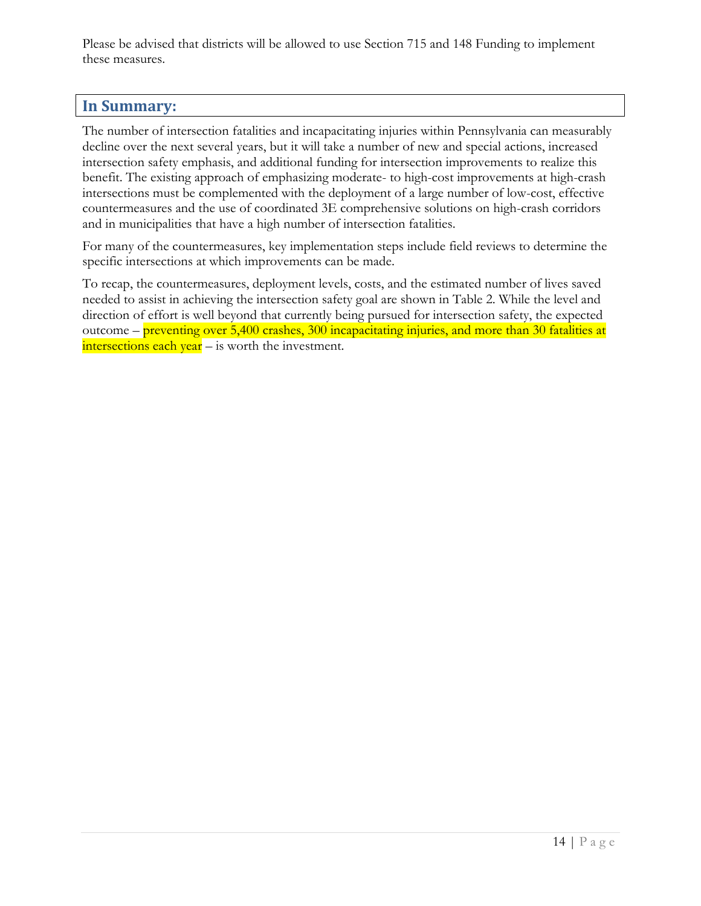Please be advised that districts will be allowed to use Section 715 and 148 Funding to implement these measures.

## In Summary:

The number of intersection fatalities and incapacitating injuries within Pennsylvania can measurably decline over the next several years, but it will take a number of new and special actions, increased intersection safety emphasis, and additional funding for intersection improvements to realize this benefit. The existing approach of emphasizing moderate- to high-cost improvements at high-crash intersections must be complemented with the deployment of a large number of low-cost, effective countermeasures and the use of coordinated 3E comprehensive solutions on high-crash corridors and in municipalities that have a high number of intersection fatalities.

For many of the countermeasures, key implementation steps include field reviews to determine the specific intersections at which improvements can be made.

To recap, the countermeasures, deployment levels, costs, and the estimated number of lives saved needed to assist in achieving the intersection safety goal are shown in Table 2. While the level and direction of effort is well beyond that currently being pursued for intersection safety, the expected outcome – preventing over 5,400 crashes, 300 incapacitating injuries, and more than 30 fatalities at intersections each year – is worth the investment.